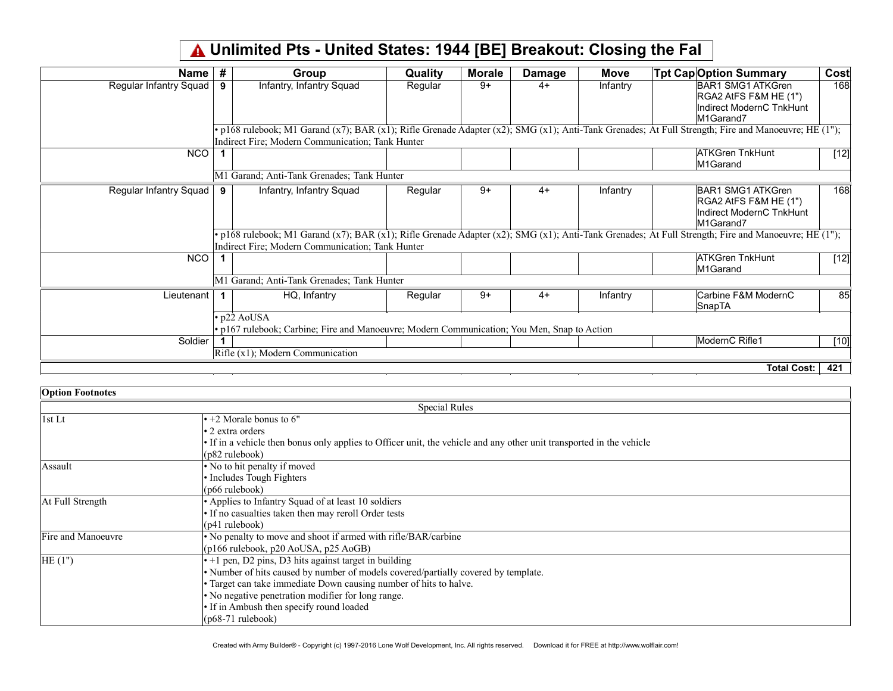# ⚠ Unlimited Pts - United States: 1944 [BE] Breakout: Closing the Fal

| Name | # | Group | Quality | Morale | Damage | Move | Tpt Cap | Option Summary | Cost |
|---|---|---|---|---|---|---|---|---|---|
| Regular Infantry Squad | 9 | Infantry, Infantry Squad | Regular | 9+ | 4+ | Infantry | | BAR1 SMG1 ATKGren RGA2 AtFS F&M HE (1") Indirect ModernC TnkHunt M1Garand7 | 168 |
| | | • p168 rulebook; M1 Garand (x7); BAR (x1); Rifle Grenade Adapter (x2); SMG (x1); Anti-Tank Grenades; At Full Strength; Fire and Manoeuvre; HE (1"); Indirect Fire; Modern Communication; Tank Hunter | | | | | | | |
| NCO | 1 | | | | | | | ATKGren TnkHunt M1Garand | [12] |
| | | M1 Garand; Anti-Tank Grenades; Tank Hunter | | | | | | | |
| Regular Infantry Squad | 9 | Infantry, Infantry Squad | Regular | 9+ | 4+ | Infantry | | BAR1 SMG1 ATKGren RGA2 AtFS F&M HE (1") Indirect ModernC TnkHunt M1Garand7 | 168 |
| | | • p168 rulebook; M1 Garand (x7); BAR (x1); Rifle Grenade Adapter (x2); SMG (x1); Anti-Tank Grenades; At Full Strength; Fire and Manoeuvre; HE (1"); Indirect Fire; Modern Communication; Tank Hunter | | | | | | | |
| NCO | 1 | | | | | | | ATKGren TnkHunt M1Garand | [12] |
| | | M1 Garand; Anti-Tank Grenades; Tank Hunter | | | | | | | |
| Lieutenant | 1 | HQ, Infantry | Regular | 9+ | 4+ | Infantry | | Carbine F&M ModernC SnapTA | 85 |
| | | • p22 AoUSA<br>• p167 rulebook; Carbine; Fire and Manoeuvre; Modern Communication; You Men, Snap to Action | | | | | | | |
| Soldier | 1 | | | | | | | ModernC Rifle1 | [10] |
| | | Rifle (x1); Modern Communication | | | | | | | |
| | | | | | | | | **Total Cost:** | **421** |

**Option Footnotes**

| Special Rules | |
|---|---|
| 1st Lt | • +2 Morale bonus to 6"<br>• 2 extra orders<br>• If in a vehicle then bonus only applies to Officer unit, the vehicle and any other unit transported in the vehicle<br>(p82 rulebook) |
| Assault | • No to hit penalty if moved<br>• Includes Tough Fighters<br>(p66 rulebook) |
| At Full Strength | • Applies to Infantry Squad of at least 10 soldiers<br>• If no casualties taken then may reroll Order tests<br>(p41 rulebook) |
| Fire and Manoeuvre | • No penalty to move and shoot if armed with rifle/BAR/carbine<br>(p166 rulebook, p20 AoUSA, p25 AoGB) |
| HE (1") | • +1 pen, D2 pins, D3 hits against target in building<br>• Number of hits caused by number of models covered/partially covered by template.<br>• Target can take immediate Down causing number of hits to halve.<br>• No negative penetration modifier for long range.<br>• If in Ambush then specify round loaded<br>(p68-71 rulebook) |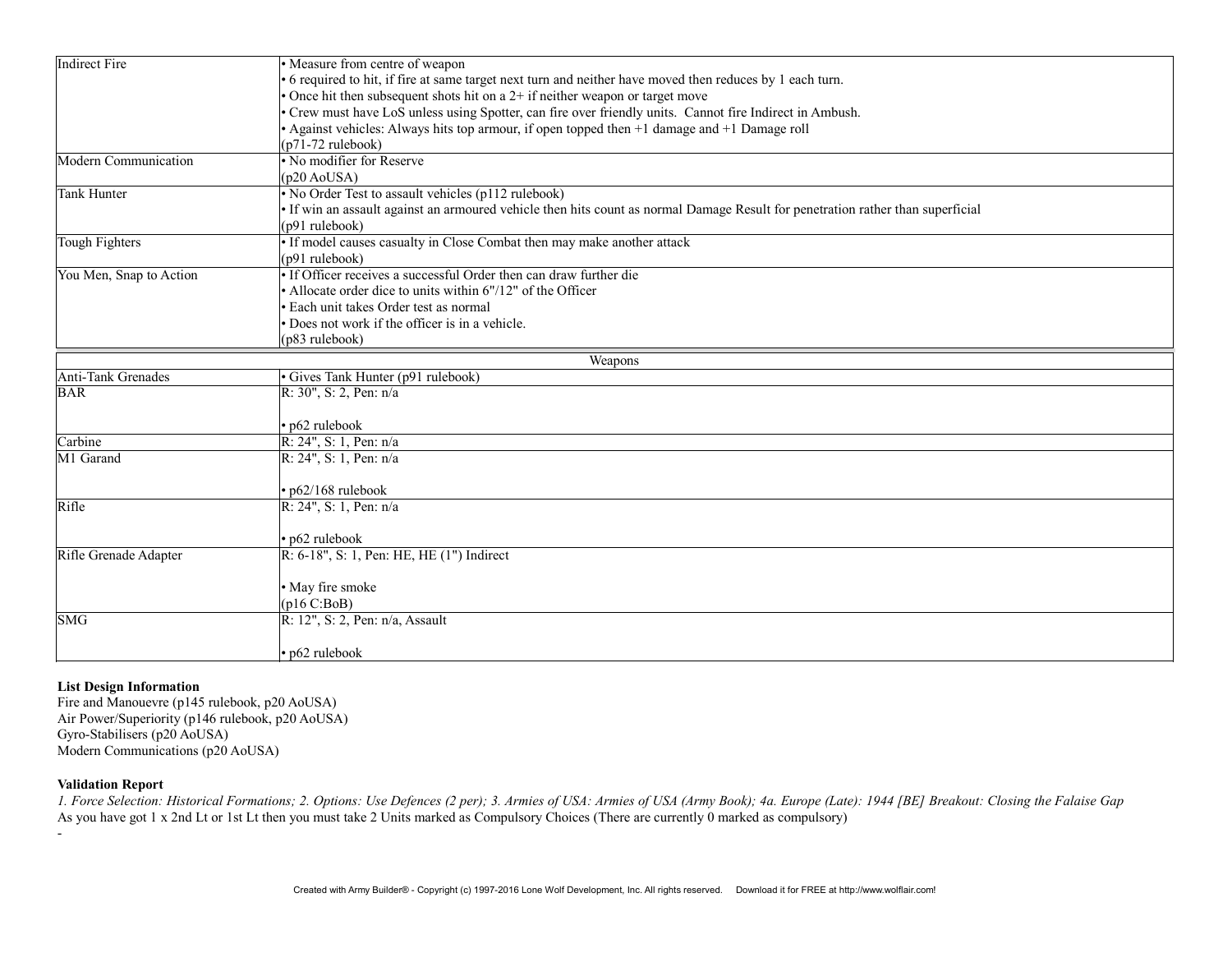| | |
|---|---|
| Indirect Fire | • Measure from centre of weapon<br>• 6 required to hit, if fire at same target next turn and neither have moved then reduces by 1 each turn.<br>• Once hit then subsequent shots hit on a 2+ if neither weapon or target move<br>• Crew must have LoS unless using Spotter, can fire over friendly units. Cannot fire Indirect in Ambush.<br>• Against vehicles: Always hits top armour, if open topped then +1 damage and +1 Damage roll<br>(p71-72 rulebook) |
| Modern Communication | • No modifier for Reserve<br>(p20 AoUSA) |
| Tank Hunter | • No Order Test to assault vehicles (p112 rulebook)<br>• If win an assault against an armoured vehicle then hits count as normal Damage Result for penetration rather than superficial<br>(p91 rulebook) |
| Tough Fighters | • If model causes casualty in Close Combat then may make another attack<br>(p91 rulebook) |
| You Men, Snap to Action | • If Officer receives a successful Order then can draw further die<br>• Allocate order dice to units within 6"/12" of the Officer<br>• Each unit takes Order test as normal<br>• Does not work if the officer is in a vehicle.<br>(p83 rulebook) |

| Weapons | |
|---|---|
| Anti-Tank Grenades | • Gives Tank Hunter (p91 rulebook) |
| BAR | R: 30", S: 2, Pen: n/a<br><br>• p62 rulebook |
| Carbine | R: 24", S: 1, Pen: n/a |
| M1 Garand | R: 24", S: 1, Pen: n/a<br><br>• p62/168 rulebook |
| Rifle | R: 24", S: 1, Pen: n/a<br><br>• p62 rulebook |
| Rifle Grenade Adapter | R: 6-18", S: 1, Pen: HE, HE (1") Indirect<br><br>• May fire smoke<br>(p16 C:BoB) |
| SMG | R: 12", S: 2, Pen: n/a, Assault<br><br>• p62 rulebook |

**List Design Information**
Fire and Manouevre (p145 rulebook, p20 AoUSA)
Air Power/Superiority (p146 rulebook, p20 AoUSA)
Gyro-Stabilisers (p20 AoUSA)
Modern Communications (p20 AoUSA)

**Validation Report**
*1. Force Selection: Historical Formations; 2. Options: Use Defences (2 per); 3. Armies of USA: Armies of USA (Army Book); 4a. Europe (Late): 1944 [BE] Breakout: Closing the Falaise Gap*
As you have got 1 x 2nd Lt or 1st Lt then you must take 2 Units marked as Compulsory Choices (There are currently 0 marked as compulsory)
-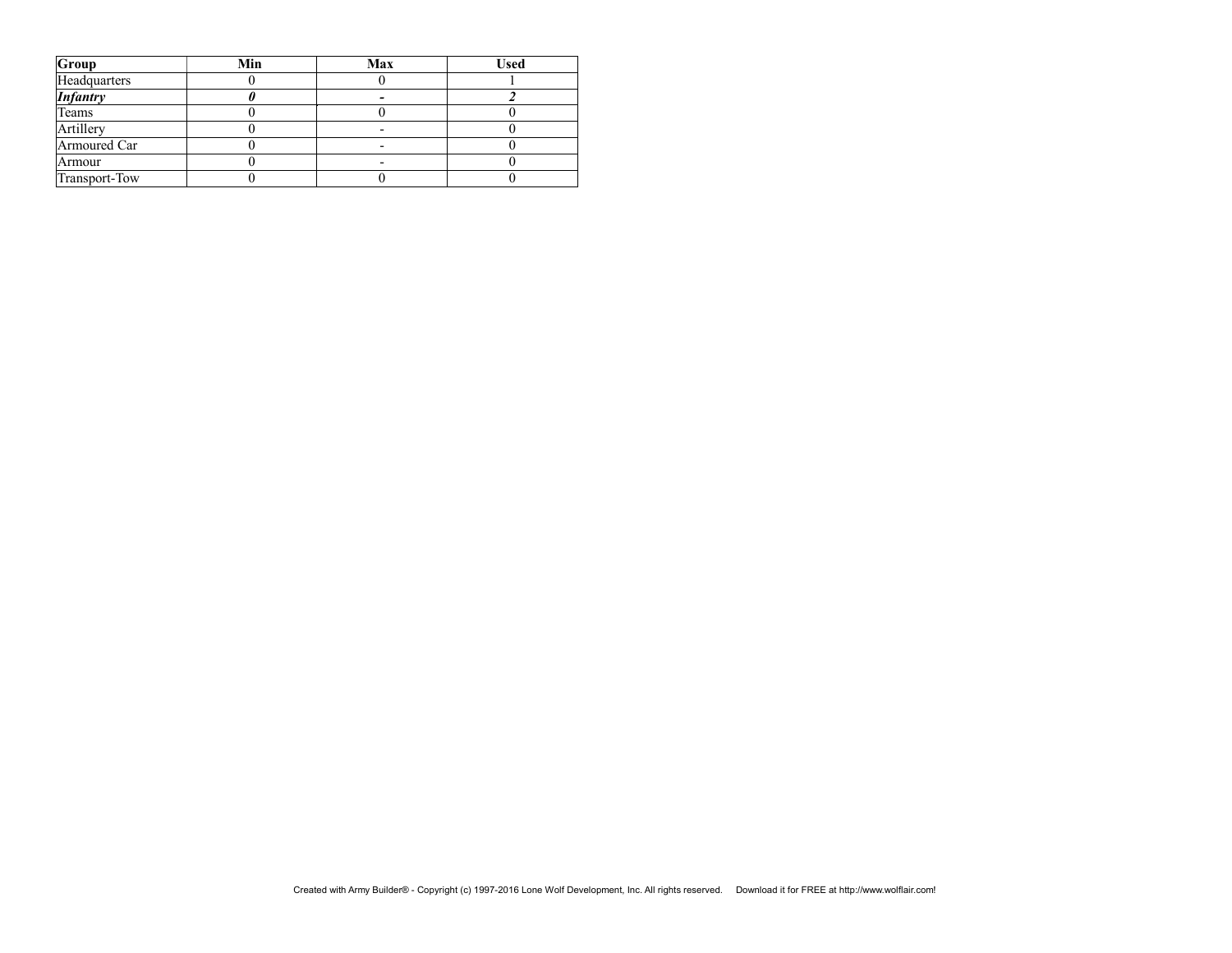| Group | Min | Max | Used |
|---|---|---|---|
| Headquarters | 0 | 0 | 1 |
| ***Infantry*** | ***0*** | ***-*** | ***2*** |
| Teams | 0 | 0 | 0 |
| Artillery | 0 | - | 0 |
| Armoured Car | 0 | - | 0 |
| Armour | 0 | - | 0 |
| Transport-Tow | 0 | 0 | 0 |

Created with Army Builder® - Copyright (c) 1997-2016 Lone Wolf Development, Inc. All rights reserved. Download it for FREE at http://www.wolflair.com!